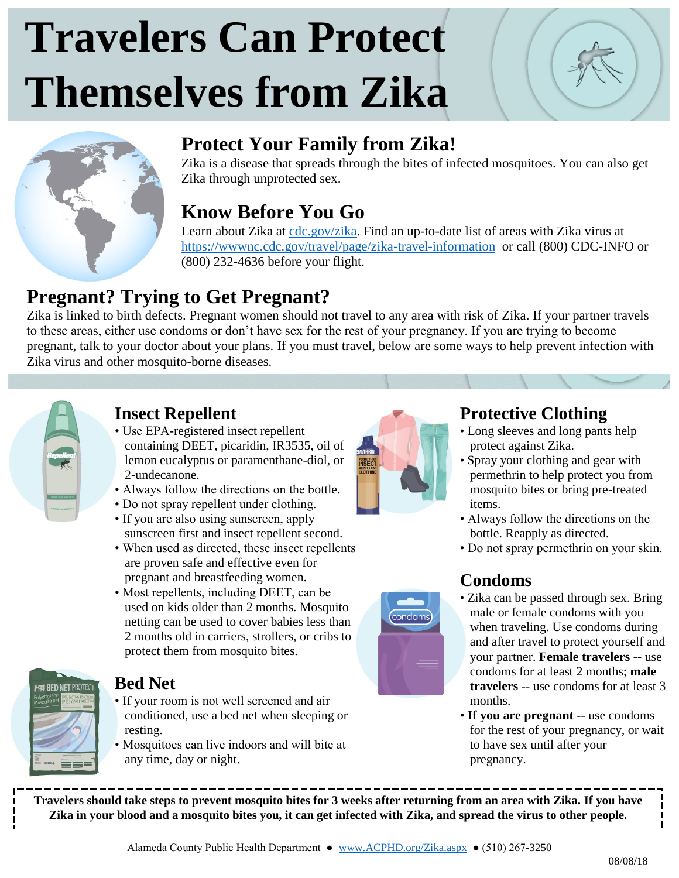# Travelers Can Protect Themselves from Zika

## Protect Your Family from Zika!

Zika is a disease that spreads through the bites of infected mosquitoes. You can also get Zika through unprotected sex.

## Know Before You Go

Learn about Zika at [cdc.gov/zika](cdc.gov/zika). Find an up-to-date list of areas with Zika virus at [https://wwwnc.cdc.gov/travel/page/zika-travel-information](https://wwwnc.cdc.gov/travel/page/zika-travel-information) or call (800) CDC-INFO or (800) 232-4636 before your flight.

## Pregnant? Trying to Get Pregnant?

Zika is linked to birth defects. Pregnant women should not travel to any area with risk of Zika. If your partner travels to these areas, either use condoms or don't have sex for the rest of your pregnancy. If you are trying to become pregnant, talk to your doctor about your plans. If you must travel, below are some ways to help prevent infection with Zika virus and other mosquito-borne diseases.

## Insect Repellent

- Use EPA-registered insect repellent containing DEET, picaridin, IR3535, oil of lemon eucalyptus or paramenthane-diol, or 2-undecanone.
- Always follow the directions on the bottle.
- Do not spray repellent under clothing.
- If you are also using sunscreen, apply sunscreen first and insect repellent second.
- When used as directed, these insect repellents are proven safe and effective even for pregnant and breastfeeding women.
- Most repellents, including DEET, can be used on kids older than 2 months. Mosquito netting can be used to cover babies less than 2 months old in carriers, strollers, or cribs to protect them from mosquito bites.

## Bed Net

- If your room is not well screened and air conditioned, use a bed net when sleeping or resting.
- Mosquitoes can live indoors and will bite at any time, day or night.

## Protective Clothing

- Long sleeves and long pants help protect against Zika.
- Spray your clothing and gear with permethrin to help protect you from mosquito bites or bring pre-treated items.
- Always follow the directions on the bottle. Reapply as directed.
- Do not spray permethrin on your skin.

## Condoms

- Zika can be passed through sex. Bring male or female condoms with you when traveling. Use condoms during and after travel to protect yourself and your partner. **Female travelers** -- use condoms for at least 2 months; **male travelers** -- use condoms for at least 3 months.
- **If you are pregnant** -- use condoms for the rest of your pregnancy, or wait to have sex until after your pregnancy.

**Travelers should take steps to prevent mosquito bites for 3 weeks after returning from an area with Zika. If you have Zika in your blood and a mosquito bites you, it can get infected with Zika, and spread the virus to other people.**

Alameda County Public Health Department ● [www.ACPHD.org/Zika.aspx](www.ACPHD.org/Zika.aspx) ● (510) 267-3250

08/08/18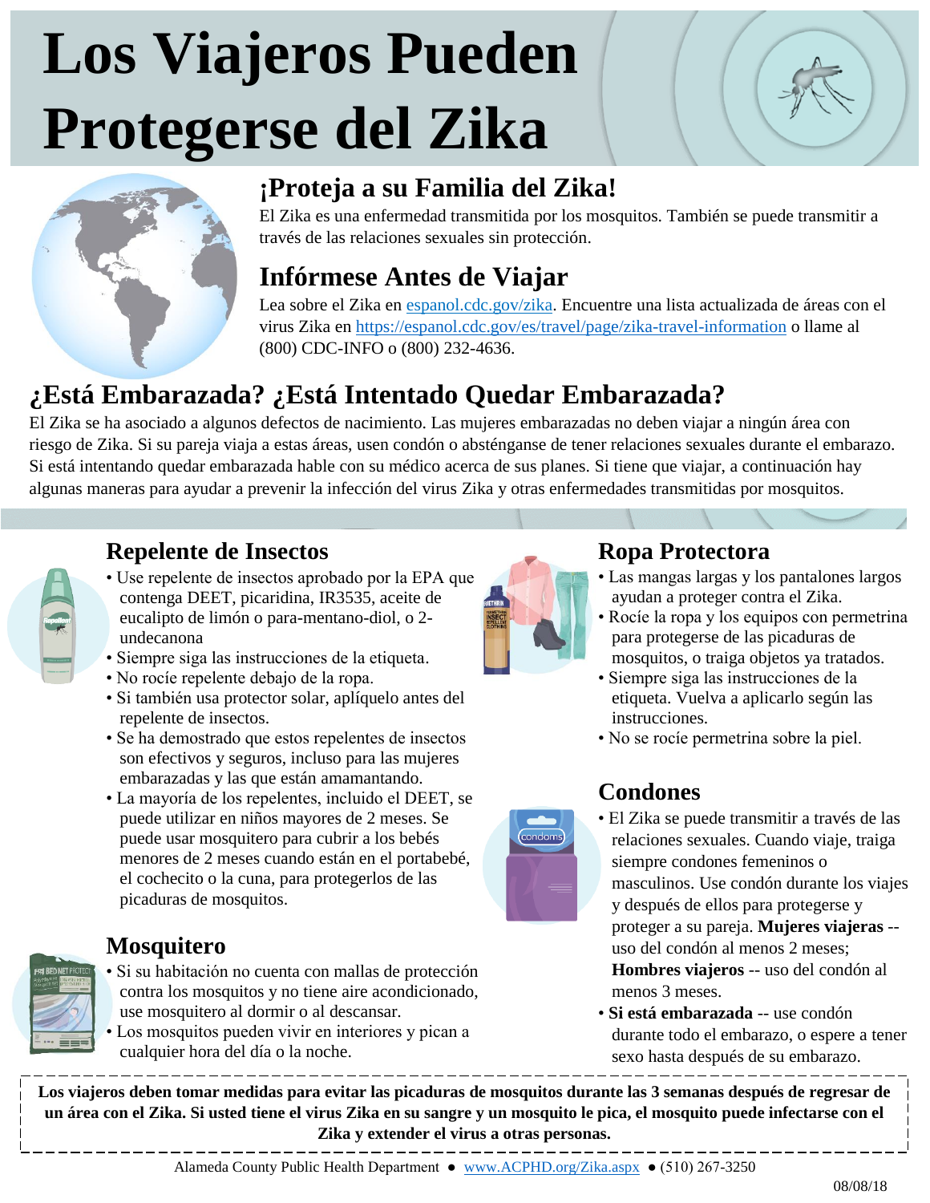# Los Viajeros Pueden Protegerse del Zika

## ¡Proteja a su Familia del Zika!

El Zika es una enfermedad transmitida por los mosquitos. También se puede transmitir a través de las relaciones sexuales sin protección.

## Infórmese Antes de Viajar

Lea sobre el Zika en espanol.cdc.gov/zika. Encuentre una lista actualizada de áreas con el virus Zika en https://espanol.cdc.gov/es/travel/page/zika-travel-information o llame al (800) CDC-INFO o (800) 232-4636.

## ¿Está Embarazada? ¿Está Intentado Quedar Embarazada?

El Zika se ha asociado a algunos defectos de nacimiento. Las mujeres embarazadas no deben viajar a ningún área con riesgo de Zika. Si su pareja viaja a estas áreas, usen condón o absténganse de tener relaciones sexuales durante el embarazo. Si está intentando quedar embarazada hable con su médico acerca de sus planes. Si tiene que viajar, a continuación hay algunas maneras para ayudar a prevenir la infección del virus Zika y otras enfermedades transmitidas por mosquitos.

### Repelente de Insectos

- Use repelente de insectos aprobado por la EPA que contenga DEET, picaridina, IR3535, aceite de eucalipto de limón o para-mentano-diol, o 2-undecanona
- Siempre siga las instrucciones de la etiqueta.
- No rocíe repelente debajo de la ropa.
- Si también usa protector solar, aplíquelo antes del repelente de insectos.
- Se ha demostrado que estos repelentes de insectos son efectivos y seguros, incluso para las mujeres embarazadas y las que están amamantando.
- La mayoría de los repelentes, incluido el DEET, se puede utilizar en niños mayores de 2 meses. Se puede usar mosquitero para cubrir a los bebés menores de 2 meses cuando están en el portabebé, el cochecito o la cuna, para protegerlos de las picaduras de mosquitos.

### Mosquitero

- Si su habitación no cuenta con mallas de protección contra los mosquitos y no tiene aire acondicionado, use mosquitero al dormir o al descansar.
- Los mosquitos pueden vivir en interiores y pican a cualquier hora del día o la noche.

### Ropa Protectora

- Las mangas largas y los pantalones largos ayudan a proteger contra el Zika.
- Rocíe la ropa y los equipos con permetrina para protegerse de las picaduras de mosquitos, o traiga objetos ya tratados.
- Siempre siga las instrucciones de la etiqueta. Vuelva a aplicarlo según las instrucciones.
- No se rocíe permetrina sobre la piel.

### Condones

- El Zika se puede transmitir a través de las relaciones sexuales. Cuando viaje, traiga siempre condones femeninos o masculinos. Use condón durante los viajes y después de ellos para protegerse y proteger a su pareja. **Mujeres viajeras** -- uso del condón al menos 2 meses; **Hombres viajeros** -- uso del condón al menos 3 meses.
- **Si está embarazada** -- use condón durante todo el embarazo, o espere a tener sexo hasta después de su embarazo.

**Los viajeros deben tomar medidas para evitar las picaduras de mosquitos durante las 3 semanas después de regresar de un área con el Zika. Si usted tiene el virus Zika en su sangre y un mosquito le pica, el mosquito puede infectarse con el Zika y extender el virus a otras personas.**

Alameda County Public Health Department ● www.ACPHD.org/Zika.aspx ● (510) 267-3250

08/08/18